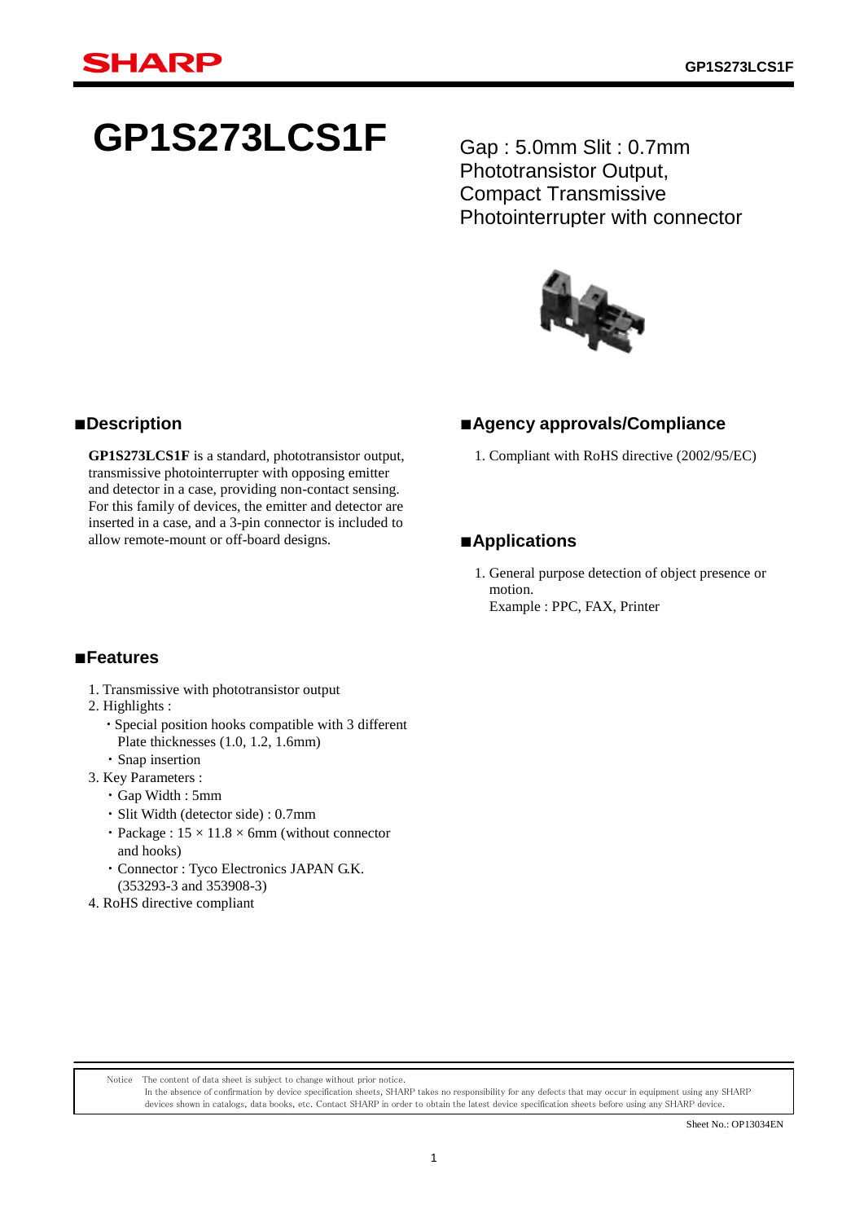# GP1S273LCS1F

Gap : 5.0mm Slit : 0.7mm
Phototransistor Output,
Compact Transmissive
Photointerrupter with connector

## ■Description

**GP1S273LCS1F** is a standard, phototransistor output, transmissive photointerrupter with opposing emitter and detector in a case, providing non-contact sensing. For this family of devices, the emitter and detector are inserted in a case, and a 3-pin connector is included to allow remote-mount or off-board designs.

## ■Features

1. Transmissive with phototransistor output
2. Highlights :
   - Special position hooks compatible with 3 different Plate thicknesses (1.0, 1.2, 1.6mm)
   - Snap insertion
3. Key Parameters :
   - Gap Width : 5mm
   - Slit Width (detector side) : 0.7mm
   - Package : 15 × 11.8 × 6mm (without connector and hooks)
   - Connector : Tyco Electronics JAPAN G.K. (353293-3 and 353908-3)
4. RoHS directive compliant

## ■Agency approvals/Compliance

1. Compliant with RoHS directive (2002/95/EC)

## ■Applications

1. General purpose detection of object presence or motion.
   Example : PPC, FAX, Printer

Notice The content of data sheet is subject to change without prior notice.
In the absence of confirmation by device specification sheets, SHARP takes no responsibility for any defects that may occur in equipment using any SHARP devices shown in catalogs, data books, etc. Contact SHARP in order to obtain the latest device specification sheets before using any SHARP device.

Sheet No.: OP13034EN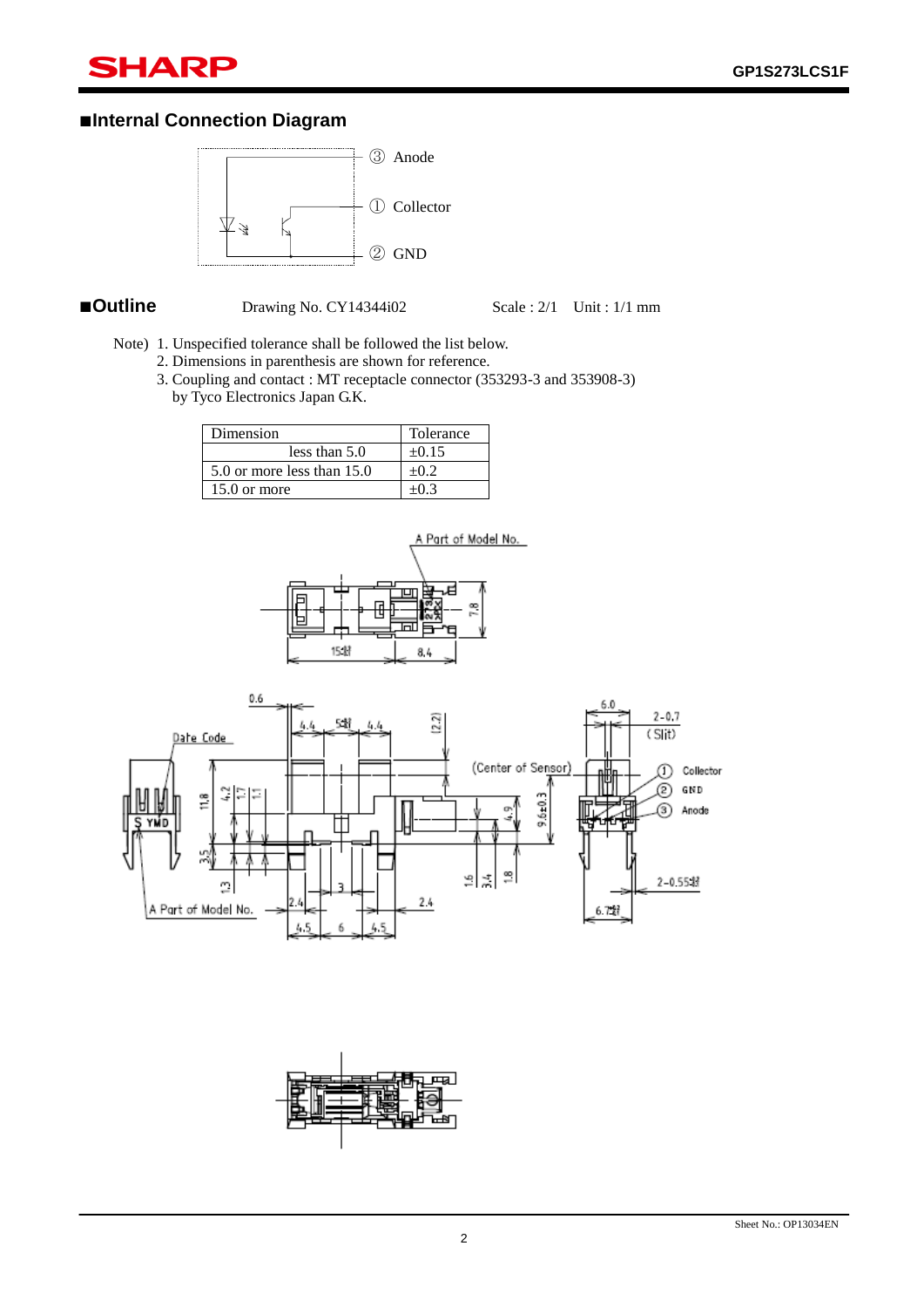## ■Internal Connection Diagram

③ Anode

① Collector

② GND

## ■Outline

Drawing No. CY14344i02 Scale : 2/1 Unit : 1/1 mm

Note) 1. Unspecified tolerance shall be followed the list below.
2. Dimensions in parenthesis are shown for reference.
3. Coupling and contact : MT receptacle connector (353293-3 and 353908-3) by Tyco Electronics Japan G.K.

| Dimension | Tolerance |
| --- | --- |
| less than 5.0 | ±0.15 |
| 5.0 or more less than 15.0 | ±0.2 |
| 15.0 or more | ±0.3 |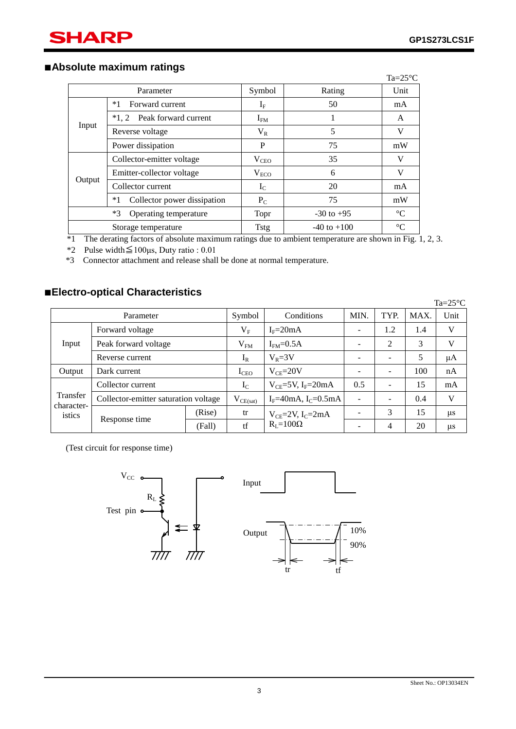## ■Absolute maximum ratings

Ta=25°C

| Parameter | | Symbol | Rating | Unit |
|---|---|---|---|---|
| Input | *1 Forward current | $I_F$ | 50 | mA |
| | *1, 2 Peak forward current | $I_{FM}$ | 1 | A |
| | Reverse voltage | $V_R$ | 5 | V |
| | Power dissipation | P | 75 | mW |
| Output | Collector-emitter voltage | $V_{CEO}$ | 35 | V |
| | Emitter-collector voltage | $V_{ECO}$ | 6 | V |
| | Collector current | $I_C$ | 20 | mA |
| | *1 Collector power dissipation | $P_C$ | 75 | mW |
| *3 Operating temperature | | Topr | -30 to +95 | °C |
| Storage temperature | | Tstg | -40 to +100 | °C |

*1 The derating factors of absolute maximum ratings due to ambient temperature are shown in Fig. 1, 2, 3.
*2 Pulse width≦100μs, Duty ratio : 0.01
*3 Connector attachment and release shall be done at normal temperature.

## ■Electro-optical Characteristics

Ta=25°C

| Parameter | | | Symbol | Conditions | MIN. | TYP. | MAX. | Unit |
|---|---|---|---|---|---|---|---|---|
| Input | Forward voltage | | $V_F$ | $I_F$=20mA | - | 1.2 | 1.4 | V |
| | Peak forward voltage | | $V_{FM}$ | $I_{FM}$=0.5A | - | 2 | 3 | V |
| | Reverse current | | $I_R$ | $V_R$=3V | - | - | 5 | μA |
| Output | Dark current | | $I_{CEO}$ | $V_{CE}$=20V | - | - | 100 | nA |
| Transfer characteristics | Collector current | | $I_C$ | $V_{CE}$=5V, $I_F$=20mA | 0.5 | - | 15 | mA |
| | Collector-emitter saturation voltage | | $V_{CE(sat)}$ | $I_F$=40mA, $I_C$=0.5mA | - | - | 0.4 | V |
| | Response time | (Rise) | tr | $V_{CE}$=2V, $I_C$=2mA $R_L$=100Ω | - | 3 | 15 | μs |
| | | (Fall) | tf | | - | 4 | 20 | μs |

(Test circuit for response time)

$V_{CC}$, $R_L$, Test pin, Input, Output, 10%, 90%, tr, tf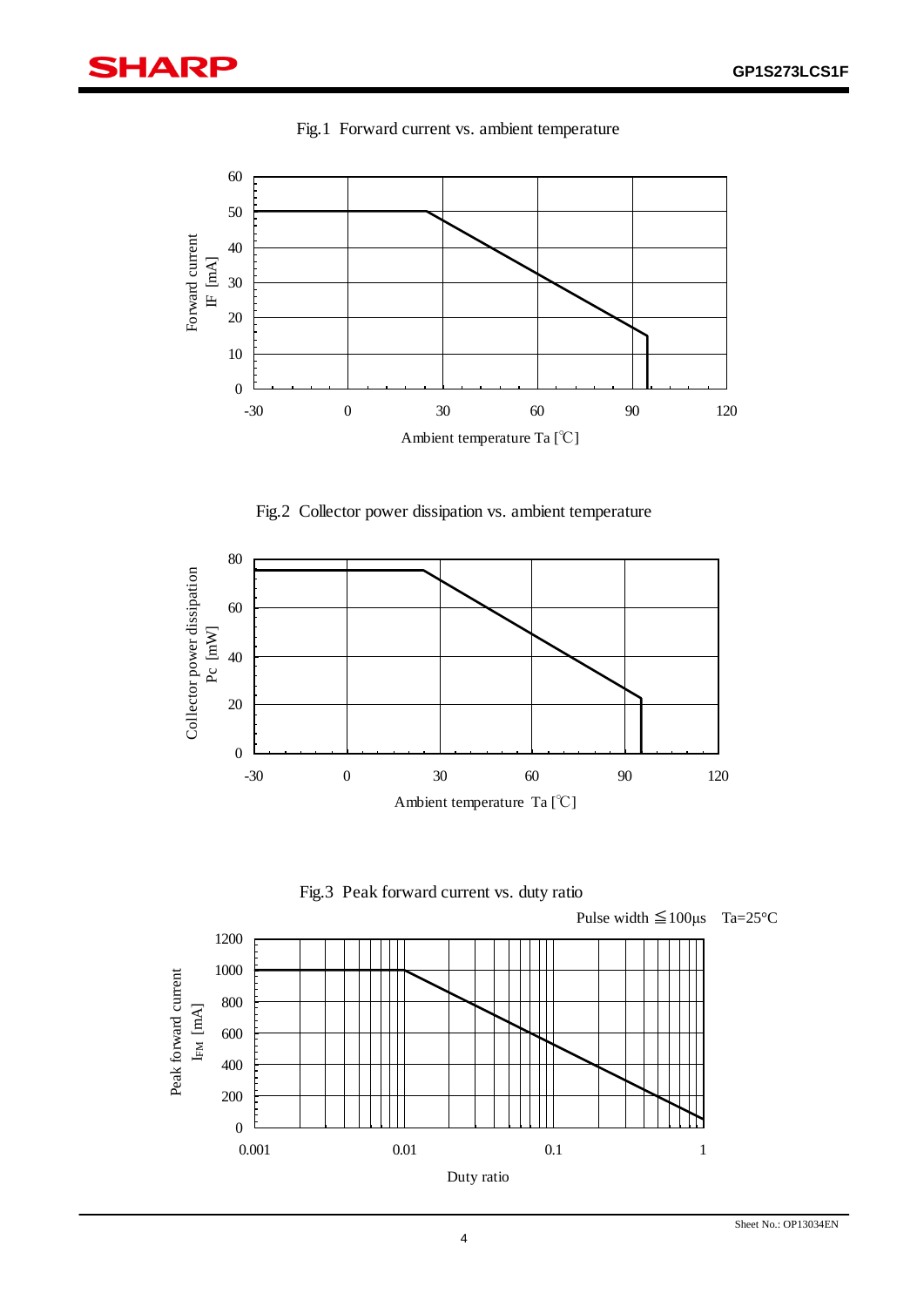Fig.1 Forward current vs. ambient temperature

Forward current IF [mA]

60
50
40
30
20
10
0

-30 0 30 60 90 120

Ambient temperature Ta [℃]

Fig.2 Collector power dissipation vs. ambient temperature

Collector power dissipation Pc [mW]

80
60
40
20
0

-30 0 30 60 90 120

Ambient temperature Ta [℃]

Fig.3 Peak forward current vs. duty ratio

Pulse width ≦100μs Ta=25°C

Peak forward current $I_{FM}$ [mA]

1200
1000
800
600
400
200
0

0.001 0.01 0.1 1

Duty ratio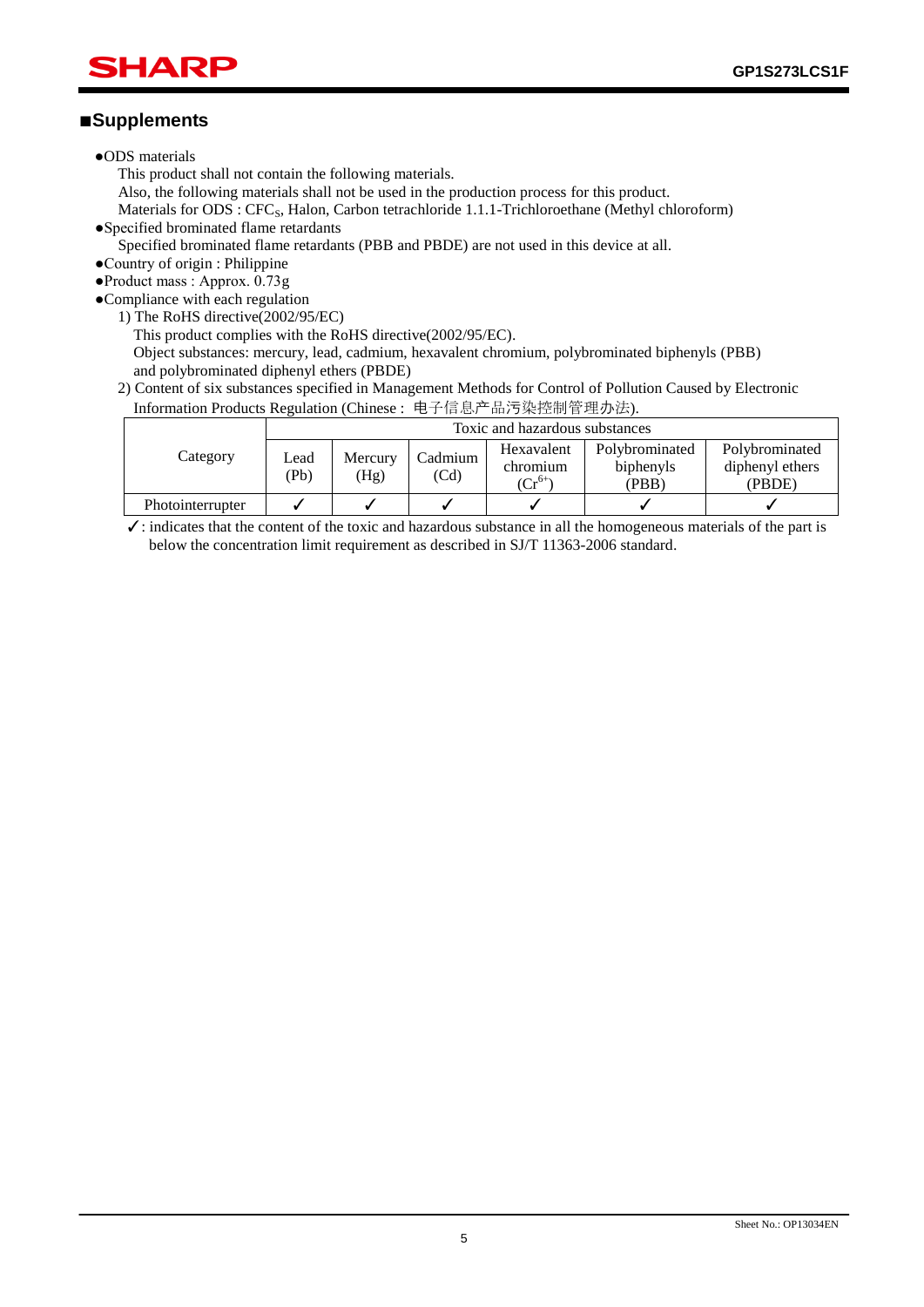## ■Supplements

- ●ODS materials

  This product shall not contain the following materials.

  Also, the following materials shall not be used in the production process for this product.

  Materials for ODS : $CFC_S$, Halon, Carbon tetrachloride 1.1.1-Trichloroethane (Methyl chloroform)

- ●Specified brominated flame retardants

  Specified brominated flame retardants (PBB and PBDE) are not used in this device at all.

- ●Country of origin : Philippine
- ●Product mass : Approx. 0.73g
- ●Compliance with each regulation

  1) The RoHS directive(2002/95/EC)

  This product complies with the RoHS directive(2002/95/EC).

  Object substances: mercury, lead, cadmium, hexavalent chromium, polybrominated biphenyls (PBB) and polybrominated diphenyl ethers (PBDE)

  2) Content of six substances specified in Management Methods for Control of Pollution Caused by Electronic Information Products Regulation (Chinese : 电子信息产品污染控制管理办法).

| Category | Toxic and hazardous substances | | | | | |
|---|---|---|---|---|---|---|
| | Lead (Pb) | Mercury (Hg) | Cadmium (Cd) | Hexavalent chromium ($Cr^{6+}$) | Polybrominated biphenyls (PBB) | Polybrominated diphenyl ethers (PBDE) |
| Photointerrupter | ✓ | ✓ | ✓ | ✓ | ✓ | ✓ |

✓: indicates that the content of the toxic and hazardous substance in all the homogeneous materials of the part is below the concentration limit requirement as described in SJ/T 11363-2006 standard.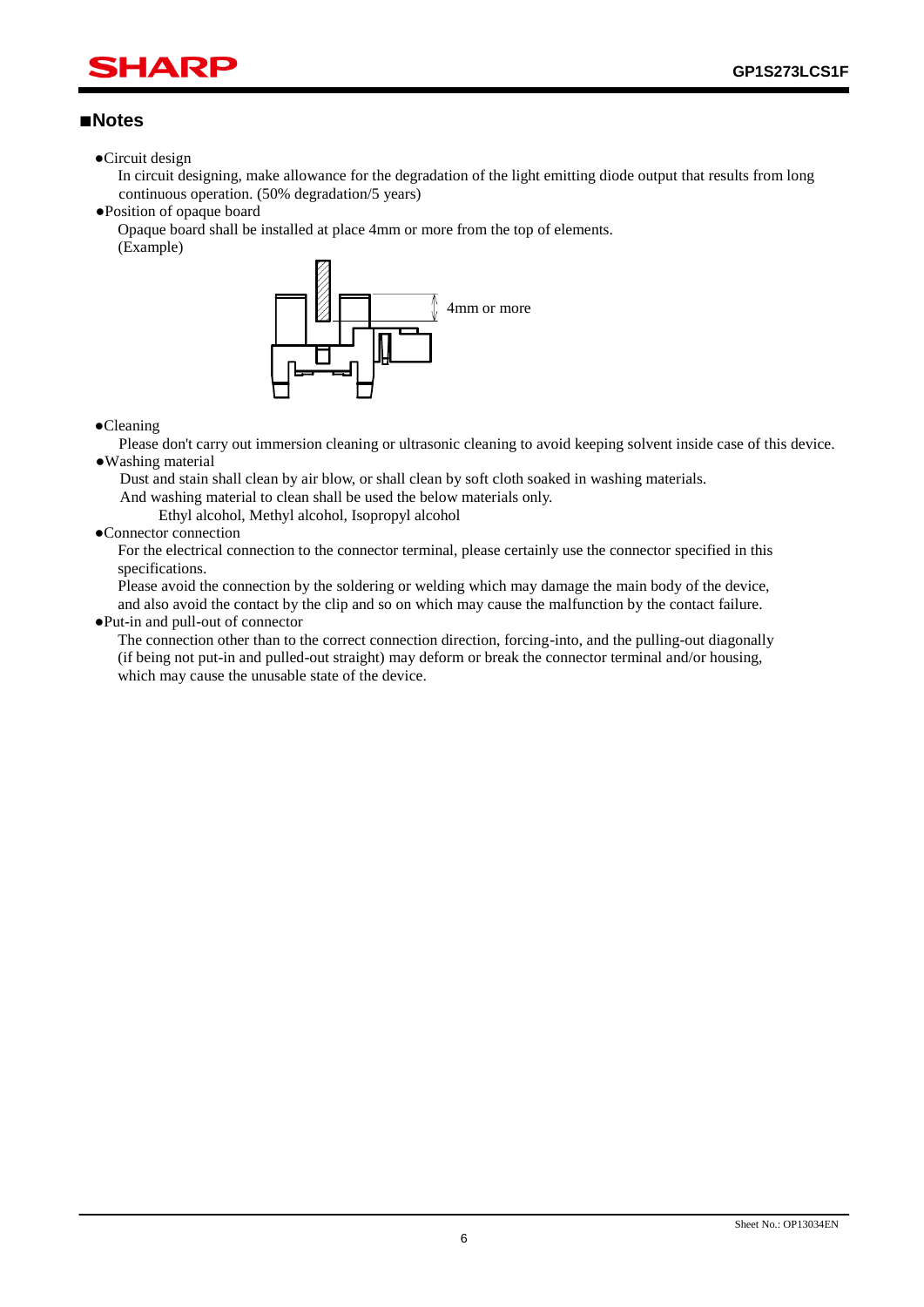## ■Notes

●Circuit design

In circuit designing, make allowance for the degradation of the light emitting diode output that results from long continuous operation. (50% degradation/5 years)

●Position of opaque board

Opaque board shall be installed at place 4mm or more from the top of elements.

(Example)

4mm or more

●Cleaning

Please don't carry out immersion cleaning or ultrasonic cleaning to avoid keeping solvent inside case of this device.

●Washing material

Dust and stain shall clean by air blow, or shall clean by soft cloth soaked in washing materials.
And washing material to clean shall be used the below materials only.

Ethyl alcohol, Methyl alcohol, Isopropyl alcohol

●Connector connection

For the electrical connection to the connector terminal, please certainly use the connector specified in this specifications.
Please avoid the connection by the soldering or welding which may damage the main body of the device, and also avoid the contact by the clip and so on which may cause the malfunction by the contact failure.

●Put-in and pull-out of connector

The connection other than to the correct connection direction, forcing-into, and the pulling-out diagonally (if being not put-in and pulled-out straight) may deform or break the connector terminal and/or housing, which may cause the unusable state of the device.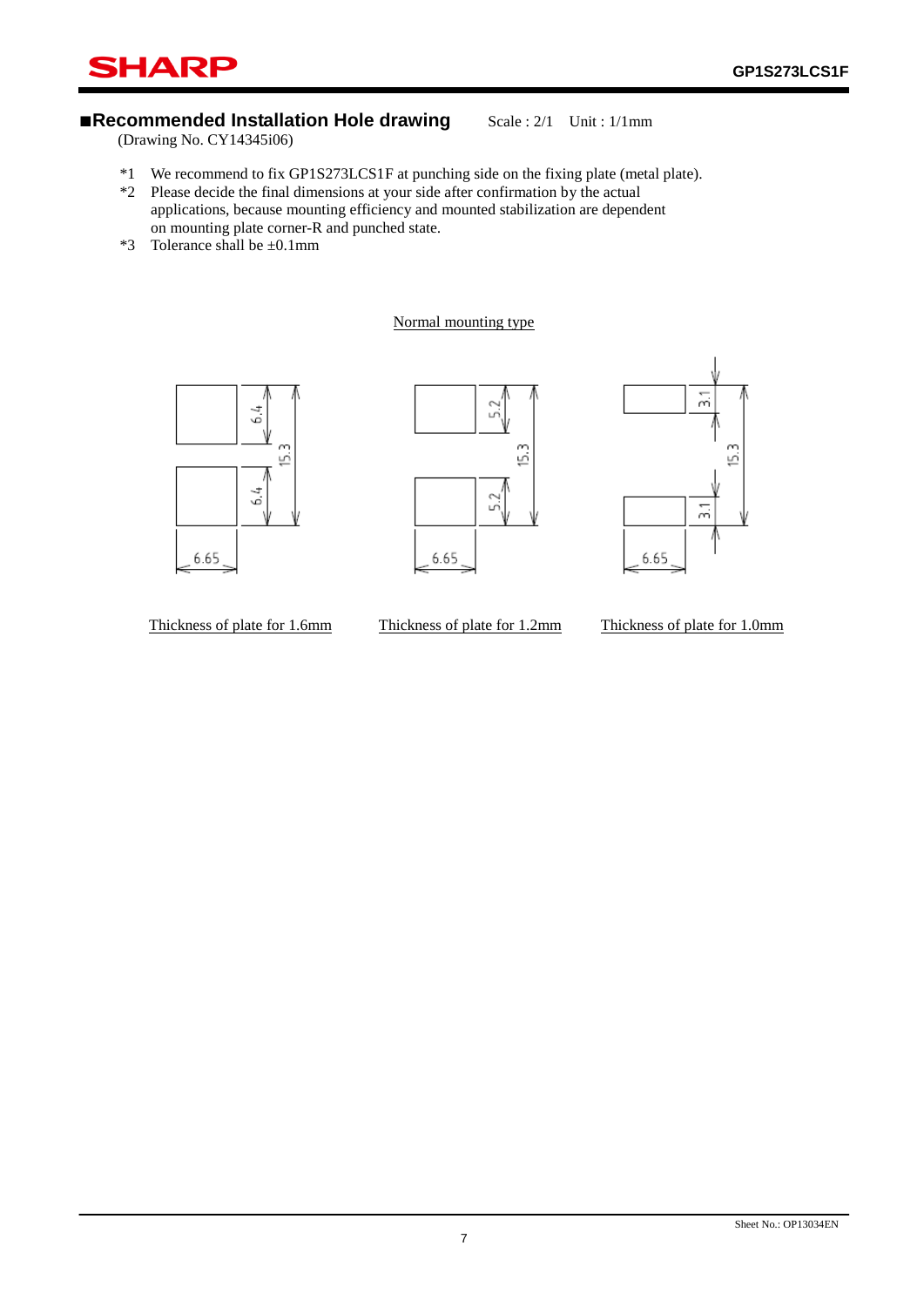## ■Recommended Installation Hole drawing

Scale : 2/1 Unit : 1/1mm

(Drawing No. CY14345i06)

*1 We recommend to fix GP1S273LCS1F at punching side on the fixing plate (metal plate).

*2 Please decide the final dimensions at your side after confirmation by the actual applications, because mounting efficiency and mounted stabilization are dependent on mounting plate corner-R and punched state.

*3 Tolerance shall be ±0.1mm

Normal mounting type

Thickness of plate for 1.6mm

Thickness of plate for 1.2mm

Thickness of plate for 1.0mm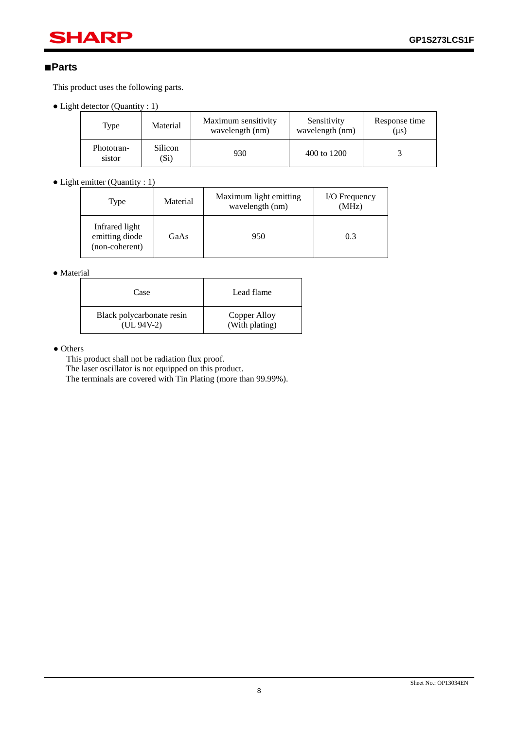## ■Parts

This product uses the following parts.

● Light detector (Quantity : 1)

| Type | Material | Maximum sensitivity wavelength (nm) | Sensitivity wavelength (nm) | Response time (μs) |
|---|---|---|---|---|
| Phototran-sistor | Silicon (Si) | 930 | 400 to 1200 | 3 |

● Light emitter (Quantity : 1)

| Type | Material | Maximum light emitting wavelength (nm) | I/O Frequency (MHz) |
|---|---|---|---|
| Infrared light emitting diode (non-coherent) | GaAs | 950 | 0.3 |

● Material

| Case | Lead flame |
|---|---|
| Black polycarbonate resin (UL 94V-2) | Copper Alloy (With plating) |

● Others

This product shall not be radiation flux proof.
The laser oscillator is not equipped on this product.
The terminals are covered with Tin Plating (more than 99.99%).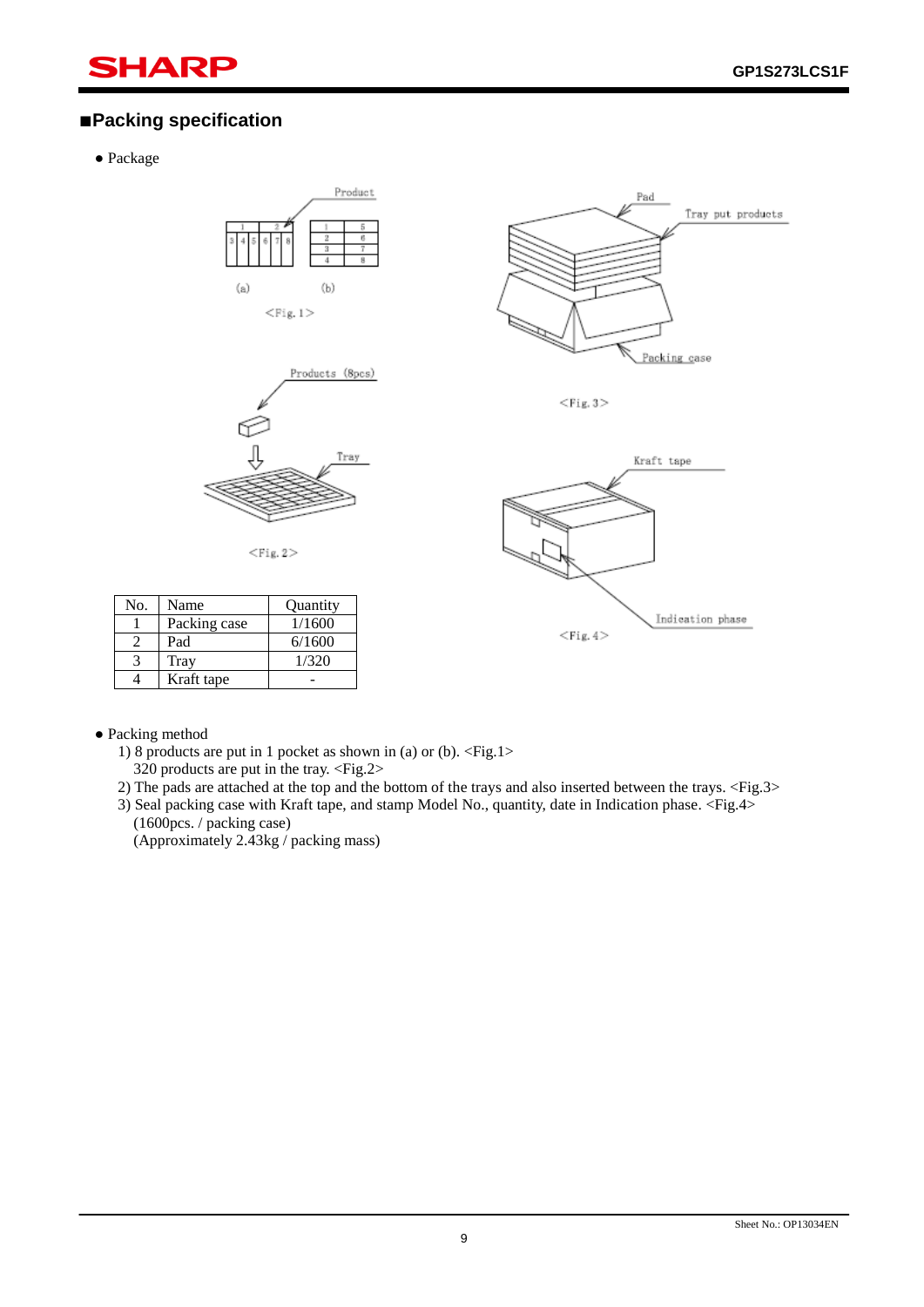## ■Packing specification

- Package

<Fig. 1>

<Fig. 2>

<Fig. 3>

<Fig. 4>

| No. | Name | Quantity |
|---|---|---|
| 1 | Packing case | 1/1600 |
| 2 | Pad | 6/1600 |
| 3 | Tray | 1/320 |
| 4 | Kraft tape | - |

- Packing method
  1) 8 products are put in 1 pocket as shown in (a) or (b). <Fig.1>
     320 products are put in the tray. <Fig.2>
  2) The pads are attached at the top and the bottom of the trays and also inserted between the trays. <Fig.3>
  3) Seal packing case with Kraft tape, and stamp Model No., quantity, date in Indication phase. <Fig.4>
     (1600pcs. / packing case)
     (Approximately 2.43kg / packing mass)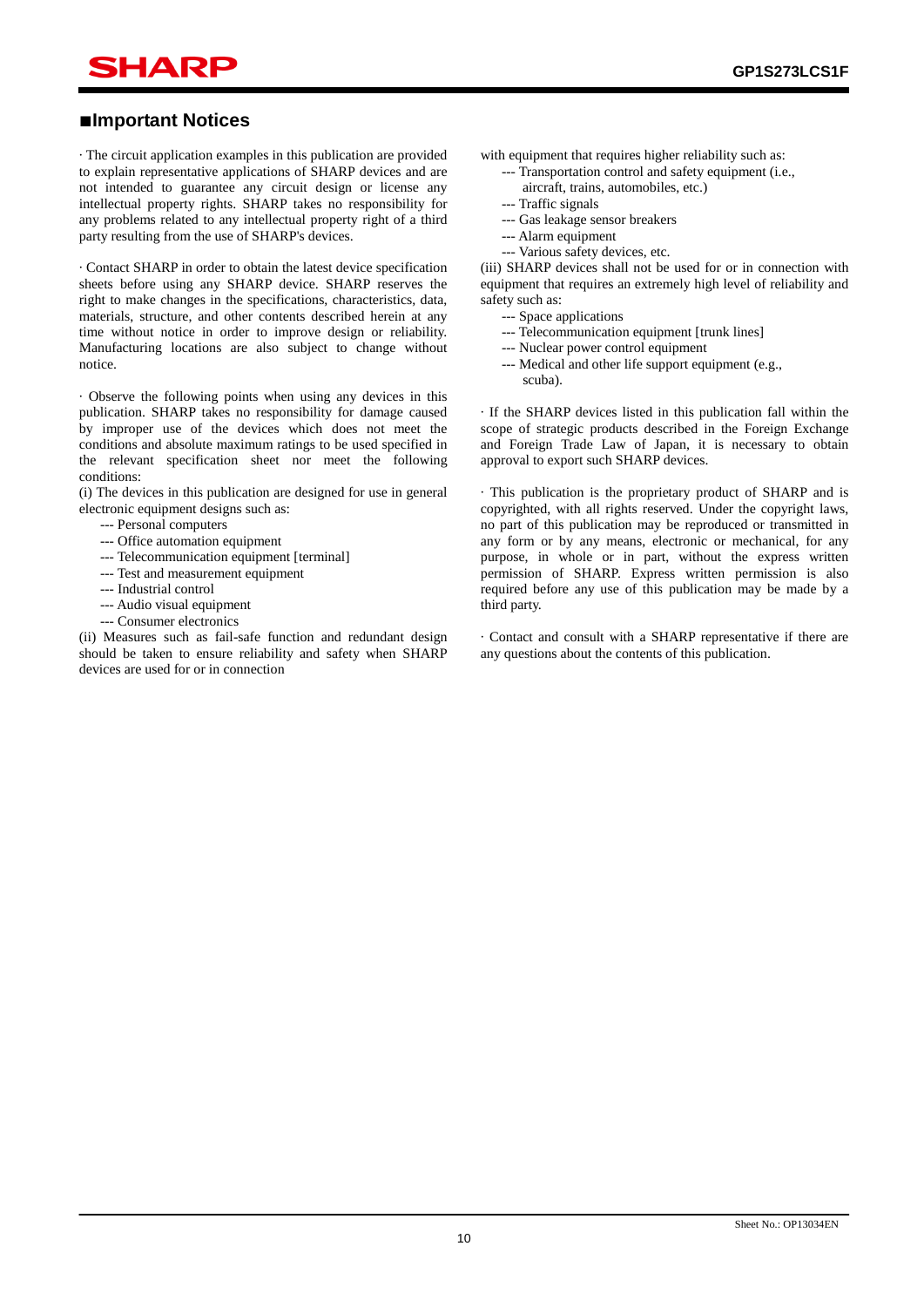## ■Important Notices

· The circuit application examples in this publication are provided to explain representative applications of SHARP devices and are not intended to guarantee any circuit design or license any intellectual property rights. SHARP takes no responsibility for any problems related to any intellectual property right of a third party resulting from the use of SHARP's devices.

· Contact SHARP in order to obtain the latest device specification sheets before using any SHARP device. SHARP reserves the right to make changes in the specifications, characteristics, data, materials, structure, and other contents described herein at any time without notice in order to improve design or reliability. Manufacturing locations are also subject to change without notice.

· Observe the following points when using any devices in this publication. SHARP takes no responsibility for damage caused by improper use of the devices which does not meet the conditions and absolute maximum ratings to be used specified in the relevant specification sheet nor meet the following conditions:

(i) The devices in this publication are designed for use in general electronic equipment designs such as:

--- Personal computers
--- Office automation equipment
--- Telecommunication equipment [terminal]
--- Test and measurement equipment
--- Industrial control
--- Audio visual equipment
--- Consumer electronics

(ii) Measures such as fail-safe function and redundant design should be taken to ensure reliability and safety when SHARP devices are used for or in connection with equipment that requires higher reliability such as:

--- Transportation control and safety equipment (i.e., aircraft, trains, automobiles, etc.)
--- Traffic signals
--- Gas leakage sensor breakers
--- Alarm equipment
--- Various safety devices, etc.

(iii) SHARP devices shall not be used for or in connection with equipment that requires an extremely high level of reliability and safety such as:

--- Space applications
--- Telecommunication equipment [trunk lines]
--- Nuclear power control equipment
--- Medical and other life support equipment (e.g., scuba).

· If the SHARP devices listed in this publication fall within the scope of strategic products described in the Foreign Exchange and Foreign Trade Law of Japan, it is necessary to obtain approval to export such SHARP devices.

· This publication is the proprietary product of SHARP and is copyrighted, with all rights reserved. Under the copyright laws, no part of this publication may be reproduced or transmitted in any form or by any means, electronic or mechanical, for any purpose, in whole or in part, without the express written permission of SHARP. Express written permission is also required before any use of this publication may be made by a third party.

· Contact and consult with a SHARP representative if there are any questions about the contents of this publication.